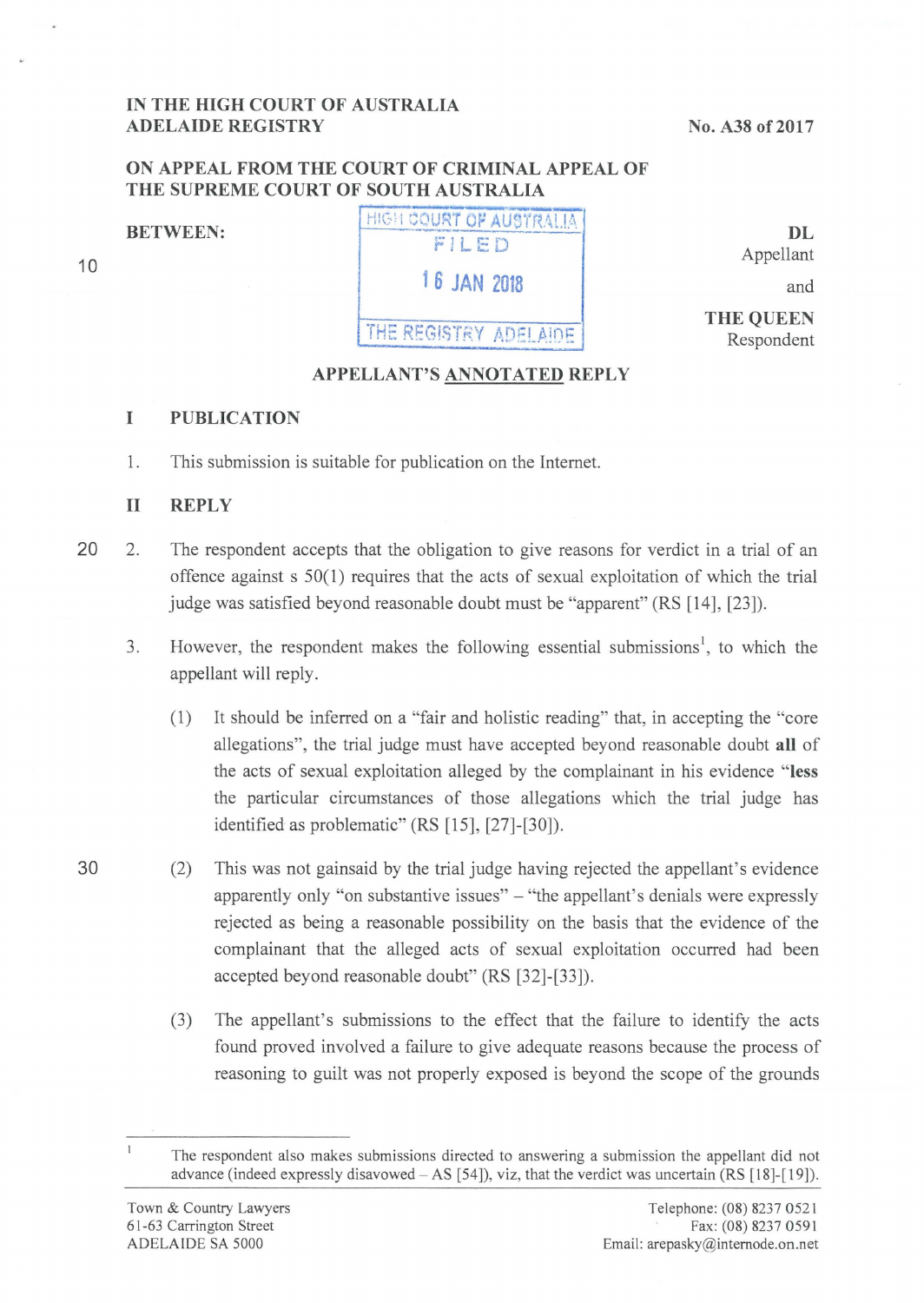IN THE HIGH COURT OF AUSTRALIA
ADELAIDE REGISTRY

No. A38 of 2017

ON APPEAL FROM THE COURT OF CRIMINAL APPEAL OF THE SUPREME COURT OF SOUTH AUSTRALIA

BETWEEN:

HIGH COURT OF AUSTRALIA
FILED
16 JAN 2018
THE REGISTRY ADELAIDE

DL
Appellant

and

THE QUEEN
Respondent

## APPELLANT'S ANNOTATED REPLY

### I PUBLICATION

1. This submission is suitable for publication on the Internet.

### II REPLY

2. The respondent accepts that the obligation to give reasons for verdict in a trial of an offence against s 50(1) requires that the acts of sexual exploitation of which the trial judge was satisfied beyond reasonable doubt must be "apparent" (RS [14], [23]).

3. However, the respondent makes the following essential submissions[1], to which the appellant will reply.

   (1) It should be inferred on a "fair and holistic reading" that, in accepting the "core allegations", the trial judge must have accepted beyond reasonable doubt **all** of the acts of sexual exploitation alleged by the complainant in his evidence "**less** the particular circumstances of those allegations which the trial judge has identified as problematic" (RS [15], [27]-[30]).

   (2) This was not gainsaid by the trial judge having rejected the appellant's evidence apparently only "on substantive issues" – "the appellant's denials were expressly rejected as being a reasonable possibility on the basis that the evidence of the complainant that the alleged acts of sexual exploitation occurred had been accepted beyond reasonable doubt" (RS [32]-[33]).

   (3) The appellant's submissions to the effect that the failure to identify the acts found proved involved a failure to give adequate reasons because the process of reasoning to guilt was not properly exposed is beyond the scope of the grounds

[1] The respondent also makes submissions directed to answering a submission the appellant did not advance (indeed expressly disavowed – AS [54]), viz, that the verdict was uncertain (RS [18]-[19]).

Town & Country Lawyers
61-63 Carrington Street
ADELAIDE SA 5000

Telephone: (08) 8237 0521
Fax: (08) 8237 0591
Email: arepasky@internode.on.net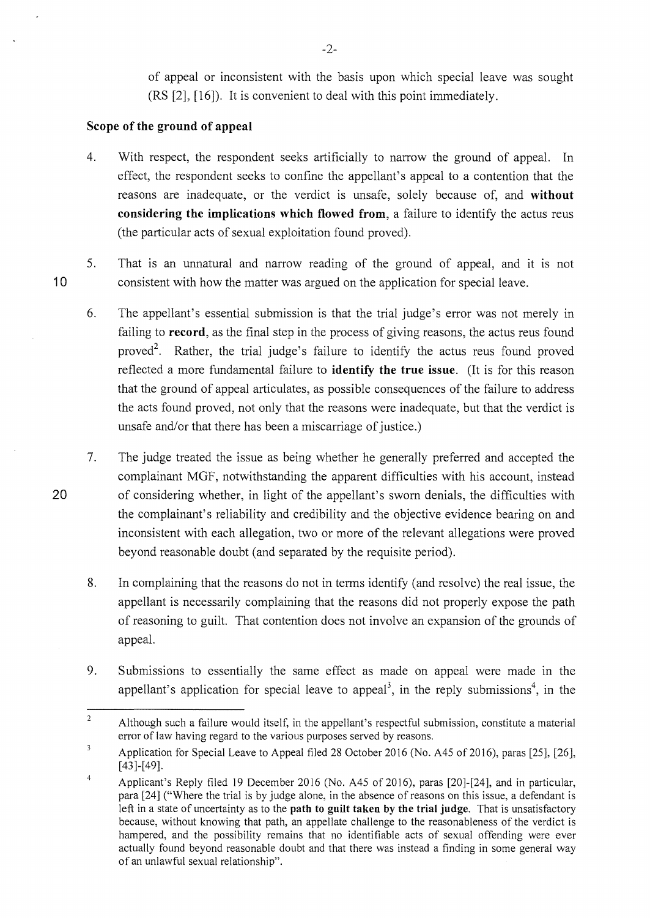of appeal or inconsistent with the basis upon which special leave was sought (RS [2], [16]). It is convenient to deal with this point immediately.

## Scope of the ground of appeal

4. With respect, the respondent seeks artificially to narrow the ground of appeal. In effect, the respondent seeks to confine the appellant's appeal to a contention that the reasons are inadequate, or the verdict is unsafe, solely because of, and **without considering the implications which flowed from**, a failure to identify the actus reus (the particular acts of sexual exploitation found proved).

5. That is an unnatural and narrow reading of the ground of appeal, and it is not consistent with how the matter was argued on the application for special leave.

6. The appellant's essential submission is that the trial judge's error was not merely in failing to **record**, as the final step in the process of giving reasons, the actus reus found proved[2]. Rather, the trial judge's failure to identify the actus reus found proved reflected a more fundamental failure to **identify the true issue**. (It is for this reason that the ground of appeal articulates, as possible consequences of the failure to address the acts found proved, not only that the reasons were inadequate, but that the verdict is unsafe and/or that there has been a miscarriage of justice.)

7. The judge treated the issue as being whether he generally preferred and accepted the complainant MGF, notwithstanding the apparent difficulties with his account, instead of considering whether, in light of the appellant's sworn denials, the difficulties with the complainant's reliability and credibility and the objective evidence bearing on and inconsistent with each allegation, two or more of the relevant allegations were proved beyond reasonable doubt (and separated by the requisite period).

8. In complaining that the reasons do not in terms identify (and resolve) the real issue, the appellant is necessarily complaining that the reasons did not properly expose the path of reasoning to guilt. That contention does not involve an expansion of the grounds of appeal.

9. Submissions to essentially the same effect as made on appeal were made in the appellant's application for special leave to appeal[3], in the reply submissions[4], in the

---

[2] Although such a failure would itself, in the appellant's respectful submission, constitute a material error of law having regard to the various purposes served by reasons.

[3] Application for Special Leave to Appeal filed 28 October 2016 (No. A45 of 2016), paras [25], [26], [43]-[49].

[4] Applicant's Reply filed 19 December 2016 (No. A45 of 2016), paras [20]-[24], and in particular, para [24] ("Where the trial is by judge alone, in the absence of reasons on this issue, a defendant is left in a state of uncertainty as to the **path to guilt taken by the trial judge**. That is unsatisfactory because, without knowing that path, an appellate challenge to the reasonableness of the verdict is hampered, and the possibility remains that no identifiable acts of sexual offending were ever actually found beyond reasonable doubt and that there was instead a finding in some general way of an unlawful sexual relationship".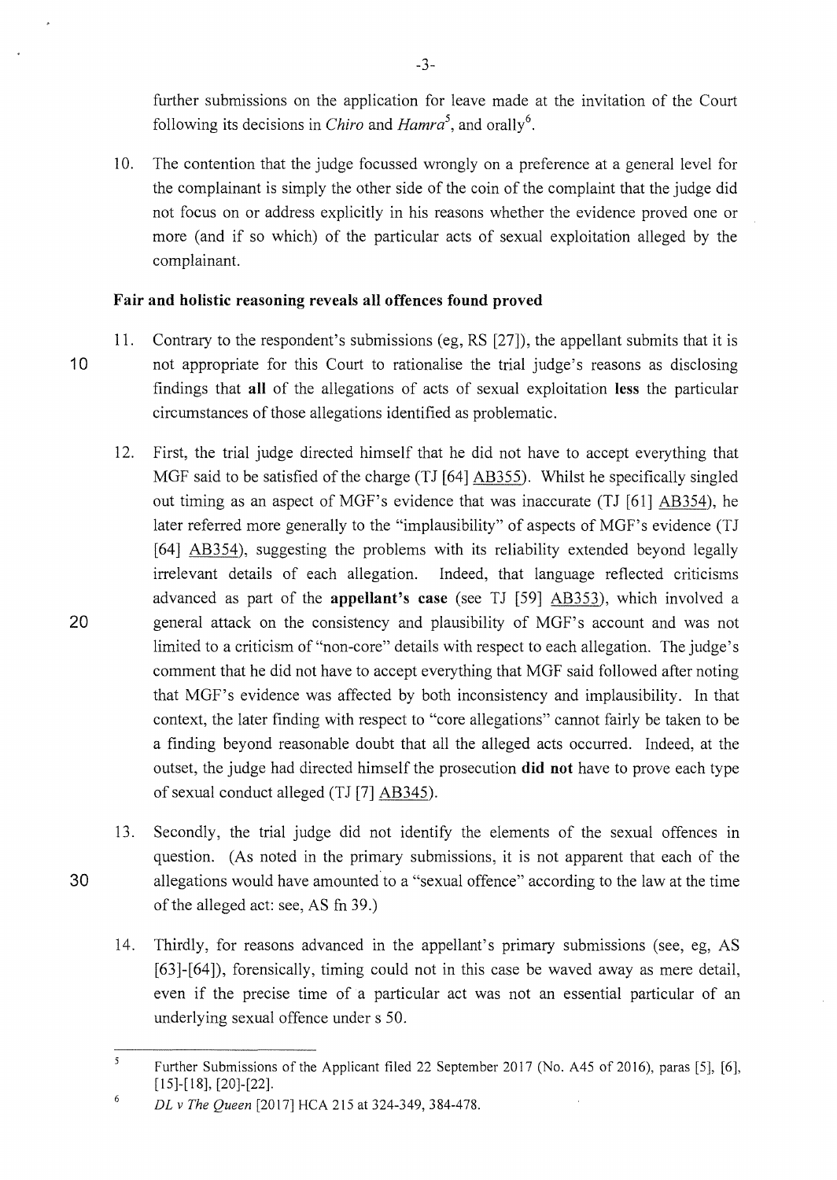further submissions on the application for leave made at the invitation of the Court following its decisions in *Chiro* and *Hamra*[5], and orally[6].

10. The contention that the judge focussed wrongly on a preference at a general level for the complainant is simply the other side of the coin of the complaint that the judge did not focus on or address explicitly in his reasons whether the evidence proved one or more (and if so which) of the particular acts of sexual exploitation alleged by the complainant.

**Fair and holistic reasoning reveals all offences found proved**

11. Contrary to the respondent's submissions (eg, RS [27]), the appellant submits that it is not appropriate for this Court to rationalise the trial judge's reasons as disclosing findings that **all** of the allegations of acts of sexual exploitation **less** the particular circumstances of those allegations identified as problematic.

12. First, the trial judge directed himself that he did not have to accept everything that MGF said to be satisfied of the charge (TJ [64] AB355). Whilst he specifically singled out timing as an aspect of MGF's evidence that was inaccurate (TJ [61] AB354), he later referred more generally to the "implausibility" of aspects of MGF's evidence (TJ [64] AB354), suggesting the problems with its reliability extended beyond legally irrelevant details of each allegation. Indeed, that language reflected criticisms advanced as part of the **appellant's case** (see TJ [59] AB353), which involved a general attack on the consistency and plausibility of MGF's account and was not limited to a criticism of "non-core" details with respect to each allegation. The judge's comment that he did not have to accept everything that MGF said followed after noting that MGF's evidence was affected by both inconsistency and implausibility. In that context, the later finding with respect to "core allegations" cannot fairly be taken to be a finding beyond reasonable doubt that all the alleged acts occurred. Indeed, at the outset, the judge had directed himself the prosecution **did not** have to prove each type of sexual conduct alleged (TJ [7] AB345).

13. Secondly, the trial judge did not identify the elements of the sexual offences in question. (As noted in the primary submissions, it is not apparent that each of the allegations would have amounted to a "sexual offence" according to the law at the time of the alleged act: see, AS fn 39.)

14. Thirdly, for reasons advanced in the appellant's primary submissions (see, eg, AS [63]-[64]), forensically, timing could not in this case be waved away as mere detail, even if the precise time of a particular act was not an essential particular of an underlying sexual offence under s 50.

---

[5] Further Submissions of the Applicant filed 22 September 2017 (No. A45 of 2016), paras [5], [6], [15]-[18], [20]-[22].

[6] *DL v The Queen* [2017] HCA 215 at 324-349, 384-478.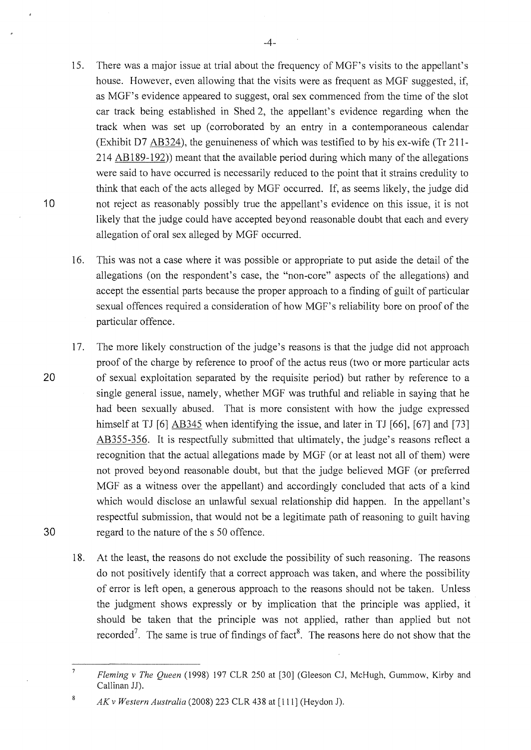15. There was a major issue at trial about the frequency of MGF's visits to the appellant's house. However, even allowing that the visits were as frequent as MGF suggested, if, as MGF's evidence appeared to suggest, oral sex commenced from the time of the slot car track being established in Shed 2, the appellant's evidence regarding when the track when was set up (corroborated by an entry in a contemporaneous calendar (Exhibit D7 AB324), the genuineness of which was testified to by his ex-wife (Tr 211-214 AB189-192)) meant that the available period during which many of the allegations were said to have occurred is necessarily reduced to the point that it strains credulity to think that each of the acts alleged by MGF occurred. If, as seems likely, the judge did not reject as reasonably possibly true the appellant's evidence on this issue, it is not likely that the judge could have accepted beyond reasonable doubt that each and every allegation of oral sex alleged by MGF occurred.

16. This was not a case where it was possible or appropriate to put aside the detail of the allegations (on the respondent's case, the "non-core" aspects of the allegations) and accept the essential parts because the proper approach to a finding of guilt of particular sexual offences required a consideration of how MGF's reliability bore on proof of the particular offence.

17. The more likely construction of the judge's reasons is that the judge did not approach proof of the charge by reference to proof of the actus reus (two or more particular acts of sexual exploitation separated by the requisite period) but rather by reference to a single general issue, namely, whether MGF was truthful and reliable in saying that he had been sexually abused. That is more consistent with how the judge expressed himself at TJ [6] AB345 when identifying the issue, and later in TJ [66], [67] and [73] AB355-356. It is respectfully submitted that ultimately, the judge's reasons reflect a recognition that the actual allegations made by MGF (or at least not all of them) were not proved beyond reasonable doubt, but that the judge believed MGF (or preferred MGF as a witness over the appellant) and accordingly concluded that acts of a kind which would disclose an unlawful sexual relationship did happen. In the appellant's respectful submission, that would not be a legitimate path of reasoning to guilt having regard to the nature of the s 50 offence.

18. At the least, the reasons do not exclude the possibility of such reasoning. The reasons do not positively identify that a correct approach was taken, and where the possibility of error is left open, a generous approach to the reasons should not be taken. Unless the judgment shows expressly or by implication that the principle was applied, it should be taken that the principle was not applied, rather than applied but not recorded[7]. The same is true of findings of fact[8]. The reasons here do not show that the

---

[7] *Fleming v The Queen* (1998) 197 CLR 250 at [30] (Gleeson CJ, McHugh, Gummow, Kirby and Callinan JJ).

[8] *AK v Western Australia* (2008) 223 CLR 438 at [111] (Heydon J).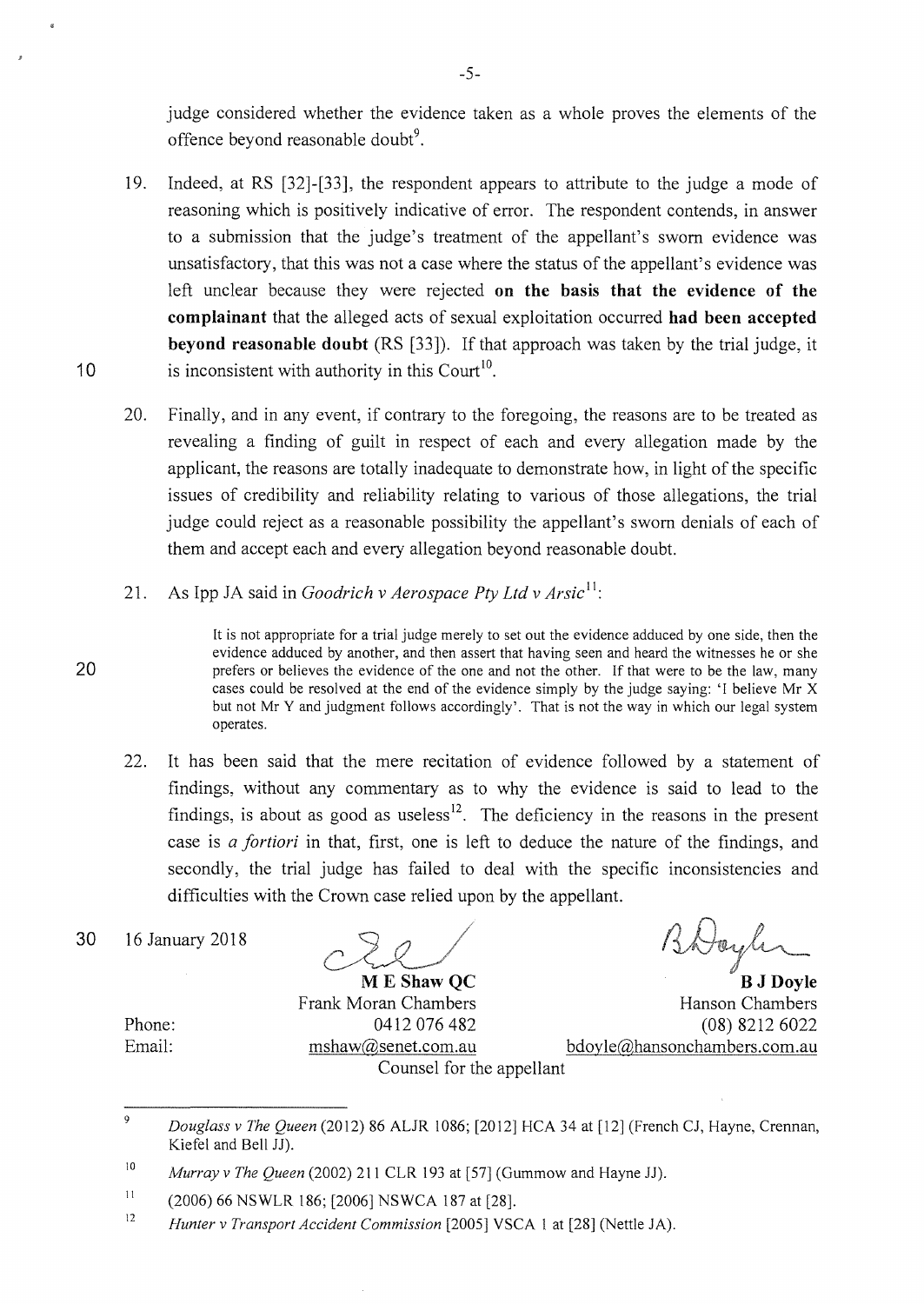judge considered whether the evidence taken as a whole proves the elements of the offence beyond reasonable doubt[9].

19. Indeed, at RS [32]-[33], the respondent appears to attribute to the judge a mode of reasoning which is positively indicative of error. The respondent contends, in answer to a submission that the judge's treatment of the appellant's sworn evidence was unsatisfactory, that this was not a case where the status of the appellant's evidence was left unclear because they were rejected **on the basis that the evidence of the complainant** that the alleged acts of sexual exploitation occurred **had been accepted beyond reasonable doubt** (RS [33]). If that approach was taken by the trial judge, it is inconsistent with authority in this Court[10].

20. Finally, and in any event, if contrary to the foregoing, the reasons are to be treated as revealing a finding of guilt in respect of each and every allegation made by the applicant, the reasons are totally inadequate to demonstrate how, in light of the specific issues of credibility and reliability relating to various of those allegations, the trial judge could reject as a reasonable possibility the appellant's sworn denials of each of them and accept each and every allegation beyond reasonable doubt.

21. As Ipp JA said in *Goodrich v Aerospace Pty Ltd v Arsic*[11]:

> It is not appropriate for a trial judge merely to set out the evidence adduced by one side, then the evidence adduced by another, and then assert that having seen and heard the witnesses he or she prefers or believes the evidence of the one and not the other. If that were to be the law, many cases could be resolved at the end of the evidence simply by the judge saying: 'I believe Mr X but not Mr Y and judgment follows accordingly'. That is not the way in which our legal system operates.

22. It has been said that the mere recitation of evidence followed by a statement of findings, without any commentary as to why the evidence is said to lead to the findings, is about as good as useless[12]. The deficiency in the reasons in the present case is *a fortiori* in that, first, one is left to deduce the nature of the findings, and secondly, the trial judge has failed to deal with the specific inconsistencies and difficulties with the Crown case relied upon by the appellant.

16 January 2018

| | | |
|---|---|---|
| | **M E Shaw QC** | **B J Doyle** |
| | Frank Moran Chambers | Hanson Chambers |
| Phone: | 0412 076 482 | (08) 8212 6022 |
| Email: | mshaw@senet.com.au | bdoyle@hansonchambers.com.au |

Counsel for the appellant

---

[9] *Douglass v The Queen* (2012) 86 ALJR 1086; [2012] HCA 34 at [12] (French CJ, Hayne, Crennan, Kiefel and Bell JJ).

[10] *Murray v The Queen* (2002) 211 CLR 193 at [57] (Gummow and Hayne JJ).

[11] (2006) 66 NSWLR 186; [2006] NSWCA 187 at [28].

[12] *Hunter v Transport Accident Commission* [2005] VSCA 1 at [28] (Nettle JA).